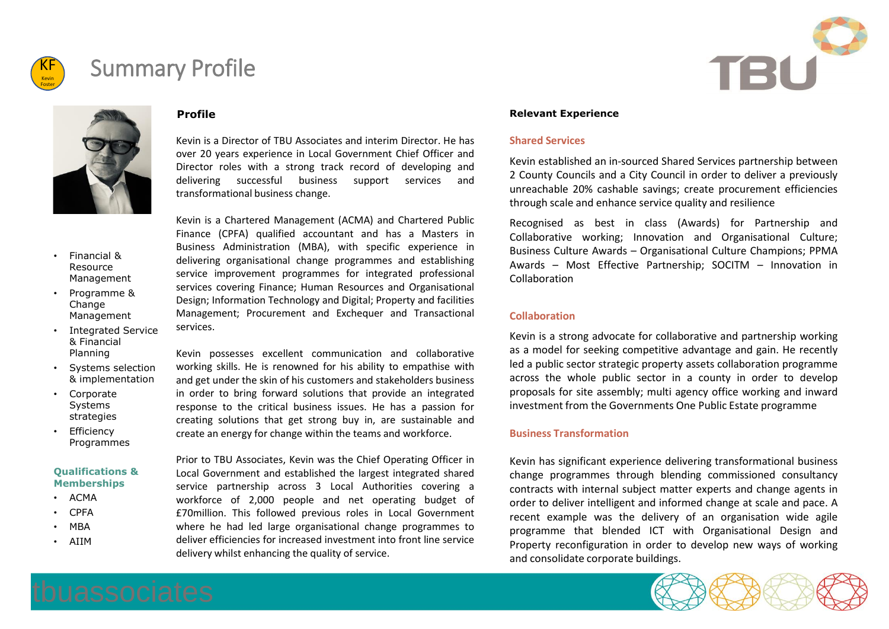# Summary Profile

KF Kevin Foster

- Financial & Resource Management
- Programme & Change Management
- Integrated Service & Financial Planning
- Systems selection & implementation
- Corporate Systems strategies
- Efficiency Programmes

### Qualifications & Memberships

- ACMA
- CPFA
- MBA
- AIIM

## Profile

Kevin is a Director of TBU Associates and interim Director. He has over 20 years experience in Local Government Chief Officer and Director roles with a strong track record of developing and delivering successful business support services and transformational business change.

Kevin is a Chartered Management (ACMA) and Chartered Public Finance (CPFA) qualified accountant and has a Masters in Business Administration (MBA), with specific experience in delivering organisational change programmes and establishing service improvement programmes for integrated professional services covering Finance; Human Resources and Organisational Design; Information Technology and Digital; Property and facilities Management; Procurement and Exchequer and Transactional services.

Kevin possesses excellent communication and collaborative working skills. He is renowned for his ability to empathise with and get under the skin of his customers and stakeholders business in order to bring forward solutions that provide an integrated response to the critical business issues. He has a passion for creating solutions that get strong buy in, are sustainable and create an energy for change within the teams and workforce.

Prior to TBU Associates, Kevin was the Chief Operating Officer in Local Government and established the largest integrated shared service partnership across 3 Local Authorities covering a workforce of 2,000 people and net operating budget of £70million. This followed previous roles in Local Government where he had led large organisational change programmes to deliver efficiencies for increased investment into front line service delivery whilst enhancing the quality of service.

## Relevant Experience

### Shared Services

Kevin established an in-sourced Shared Services partnership between 2 County Councils and a City Council in order to deliver a previously unreachable 20% cashable savings; create procurement efficiencies through scale and enhance service quality and resilience

Recognised as best in class (Awards) for Partnership and Collaborative working; Innovation and Organisational Culture; Business Culture Awards – Organisational Culture Champions; PPMA Awards – Most Effective Partnership; SOCITM – Innovation in Collaboration

### Collaboration

Kevin is a strong advocate for collaborative and partnership working as a model for seeking competitive advantage and gain. He recently led a public sector strategic property assets collaboration programme across the whole public sector in a county in order to develop proposals for site assembly; multi agency office working and inward investment from the Governments One Public Estate programme

### Business Transformation

Kevin has significant experience delivering transformational business change programmes through blending commissioned consultancy contracts with internal subject matter experts and change agents in order to deliver intelligent and informed change at scale and pace. A recent example was the delivery of an organisation wide agile programme that blended ICT with Organisational Design and Property reconfiguration in order to develop new ways of working and consolidate corporate buildings.

tbuassociates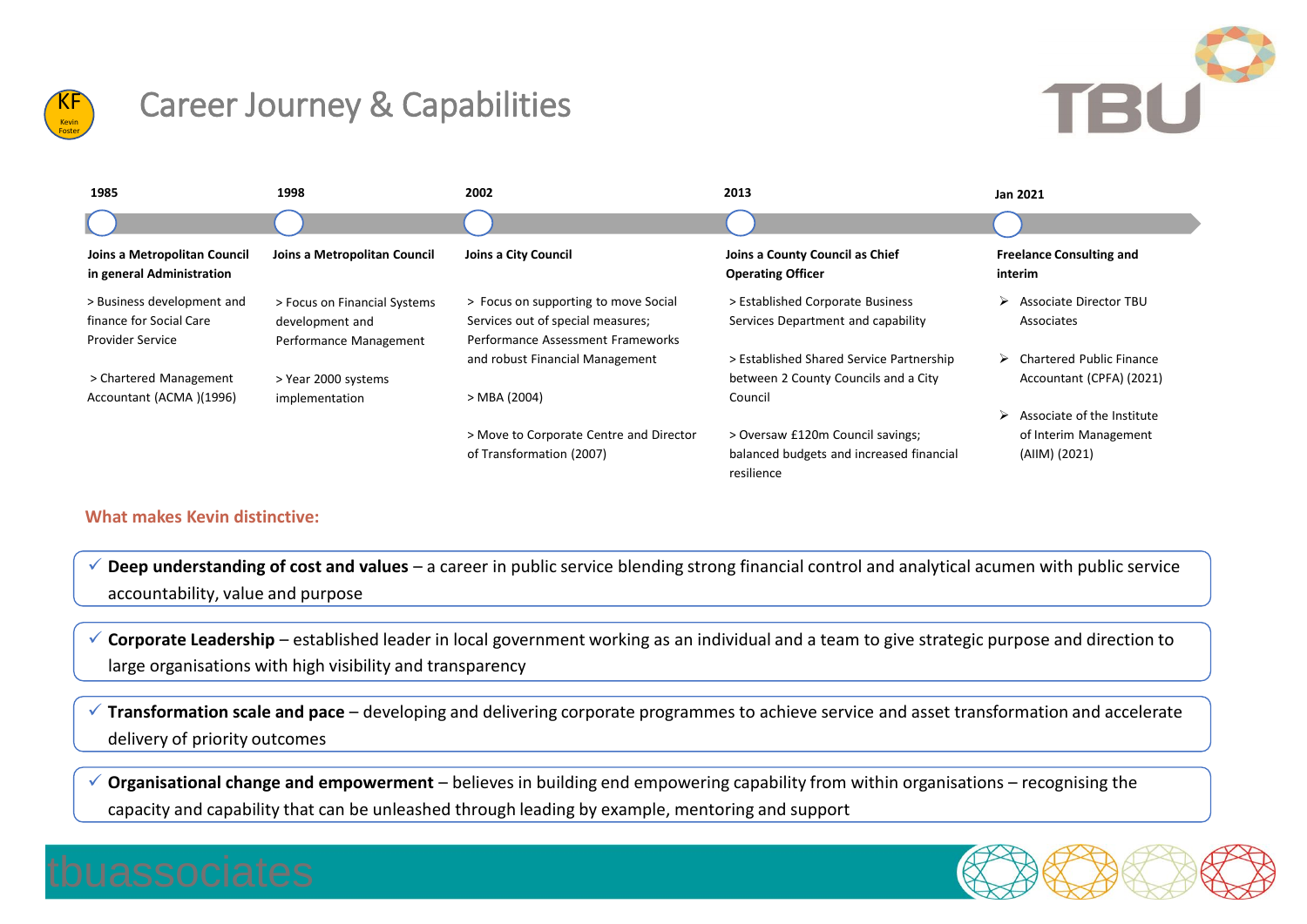# Career Journey & Capabilities

KF Kevin Foster

TBU

**1985**

**Joins a Metropolitan Council in general Administration**

> Business development and finance for Social Care Provider Service

> Chartered Management Accountant (ACMA )(1996)

**1998**

**Joins a Metropolitan Council**

> Focus on Financial Systems development and Performance Management

> Year 2000 systems implementation

**2002**

**Joins a City Council**

> Focus on supporting to move Social Services out of special measures; Performance Assessment Frameworks and robust Financial Management

> MBA (2004)

> Move to Corporate Centre and Director of Transformation (2007)

**2013**

**Joins a County Council as Chief Operating Officer**

> Established Corporate Business Services Department and capability

> Established Shared Service Partnership between 2 County Councils and a City Council

> Oversaw £120m Council savings; balanced budgets and increased financial resilience

**Jan 2021**

**Freelance Consulting and interim**

- Associate Director TBU Associates
- Chartered Public Finance Accountant (CPFA) (2021)
- Associate of the Institute of Interim Management (AIIM) (2021)

## What makes Kevin distinctive:

- ✓ **Deep understanding of cost and values** – a career in public service blending strong financial control and analytical acumen with public service accountability, value and purpose
- ✓ **Corporate Leadership** – established leader in local government working as an individual and a team to give strategic purpose and direction to large organisations with high visibility and transparency
- ✓ **Transformation scale and pace** – developing and delivering corporate programmes to achieve service and asset transformation and accelerate delivery of priority outcomes
- ✓ **Organisational change and empowerment** – believes in building end empowering capability from within organisations – recognising the capacity and capability that can be unleashed through leading by example, mentoring and support

tbuassociates